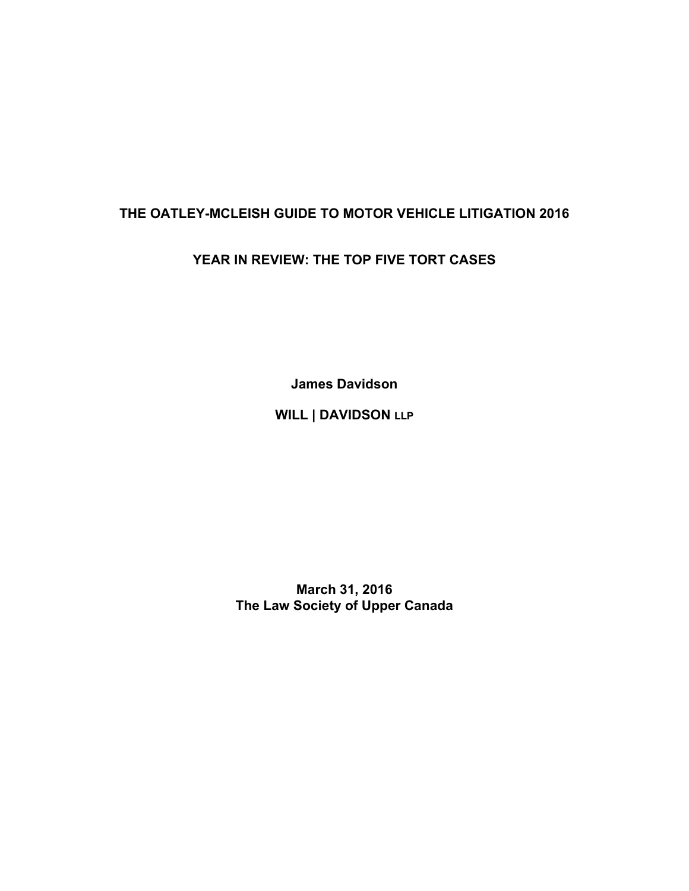# THE OATLEY-MCLEISH GUIDE TO MOTOR VEHICLE LITIGATION 2016

## YEAR IN REVIEW: THE TOP FIVE TORT CASES

**James Davidson**

**WILL | DAVIDSON LLP**

**March 31, 2016**
**The Law Society of Upper Canada**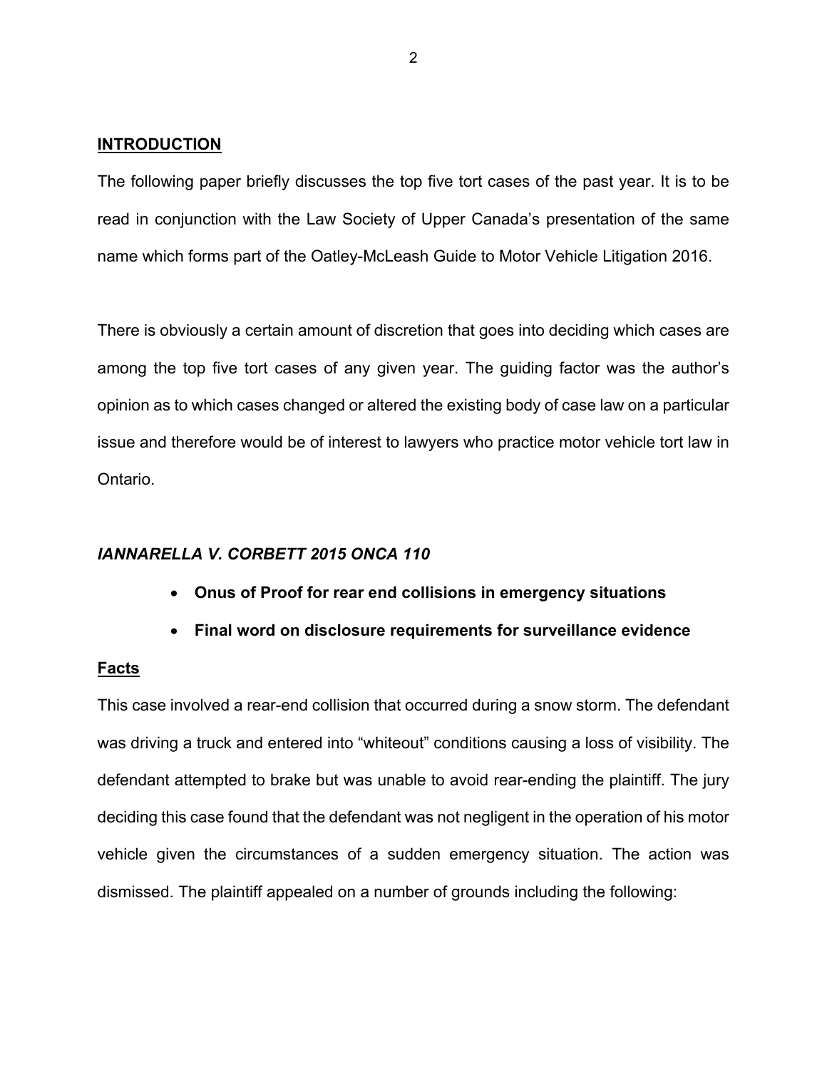## INTRODUCTION

The following paper briefly discusses the top five tort cases of the past year. It is to be read in conjunction with the Law Society of Upper Canada's presentation of the same name which forms part of the Oatley-McLeash Guide to Motor Vehicle Litigation 2016.

There is obviously a certain amount of discretion that goes into deciding which cases are among the top five tort cases of any given year. The guiding factor was the author's opinion as to which cases changed or altered the existing body of case law on a particular issue and therefore would be of interest to lawyers who practice motor vehicle tort law in Ontario.

### *IANNARELLA V. CORBETT 2015 ONCA 110*

- **Onus of Proof for rear end collisions in emergency situations**
- **Final word on disclosure requirements for surveillance evidence**

#### Facts

This case involved a rear-end collision that occurred during a snow storm. The defendant was driving a truck and entered into "whiteout" conditions causing a loss of visibility. The defendant attempted to brake but was unable to avoid rear-ending the plaintiff. The jury deciding this case found that the defendant was not negligent in the operation of his motor vehicle given the circumstances of a sudden emergency situation. The action was dismissed. The plaintiff appealed on a number of grounds including the following: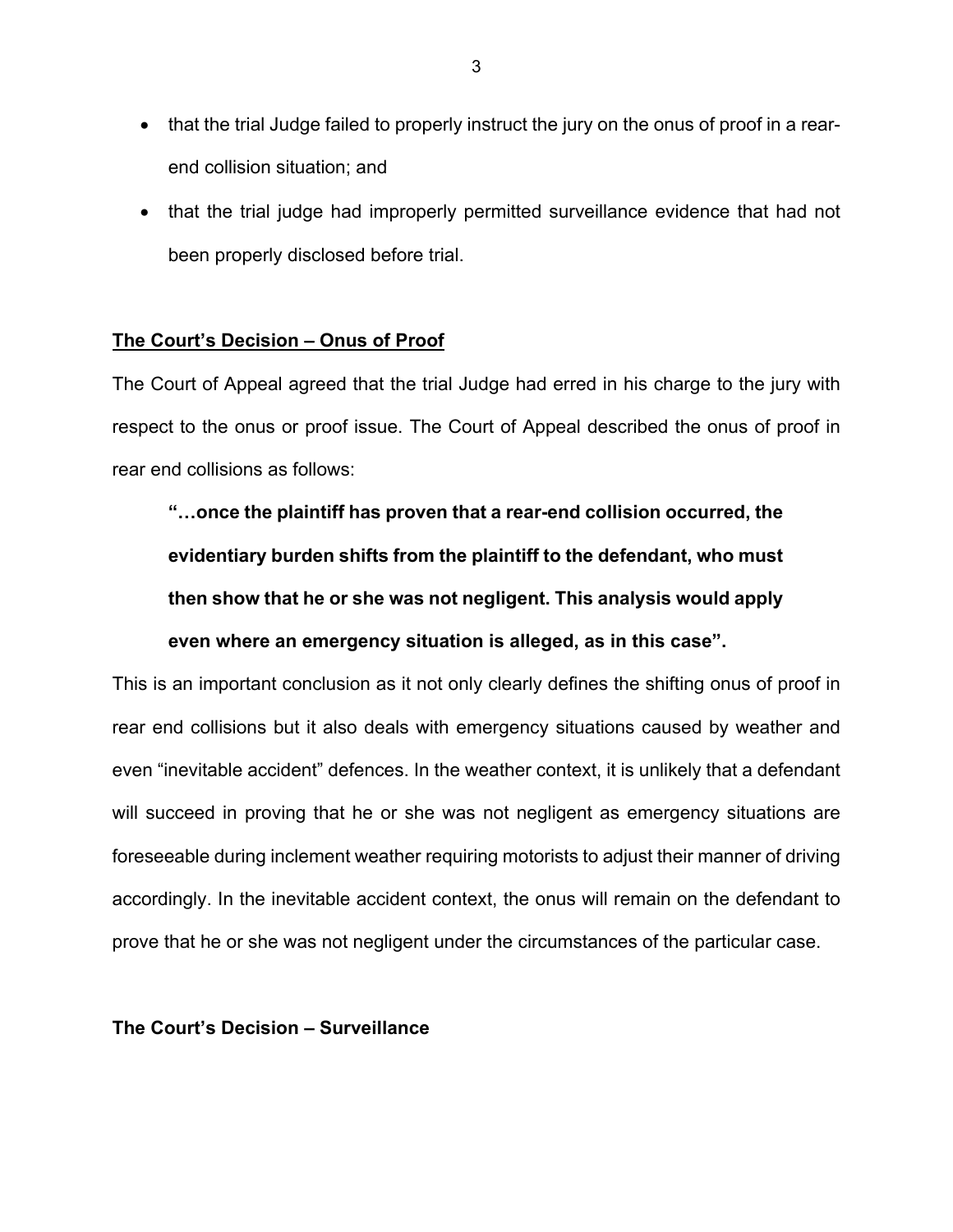- that the trial Judge failed to properly instruct the jury on the onus of proof in a rear-end collision situation; and
- that the trial judge had improperly permitted surveillance evidence that had not been properly disclosed before trial.

**The Court's Decision – Onus of Proof**

The Court of Appeal agreed that the trial Judge had erred in his charge to the jury with respect to the onus or proof issue. The Court of Appeal described the onus of proof in rear end collisions as follows:

> **"…once the plaintiff has proven that a rear-end collision occurred, the evidentiary burden shifts from the plaintiff to the defendant, who must then show that he or she was not negligent. This analysis would apply even where an emergency situation is alleged, as in this case".**

This is an important conclusion as it not only clearly defines the shifting onus of proof in rear end collisions but it also deals with emergency situations caused by weather and even "inevitable accident" defences. In the weather context, it is unlikely that a defendant will succeed in proving that he or she was not negligent as emergency situations are foreseeable during inclement weather requiring motorists to adjust their manner of driving accordingly. In the inevitable accident context, the onus will remain on the defendant to prove that he or she was not negligent under the circumstances of the particular case.

**The Court's Decision – Surveillance**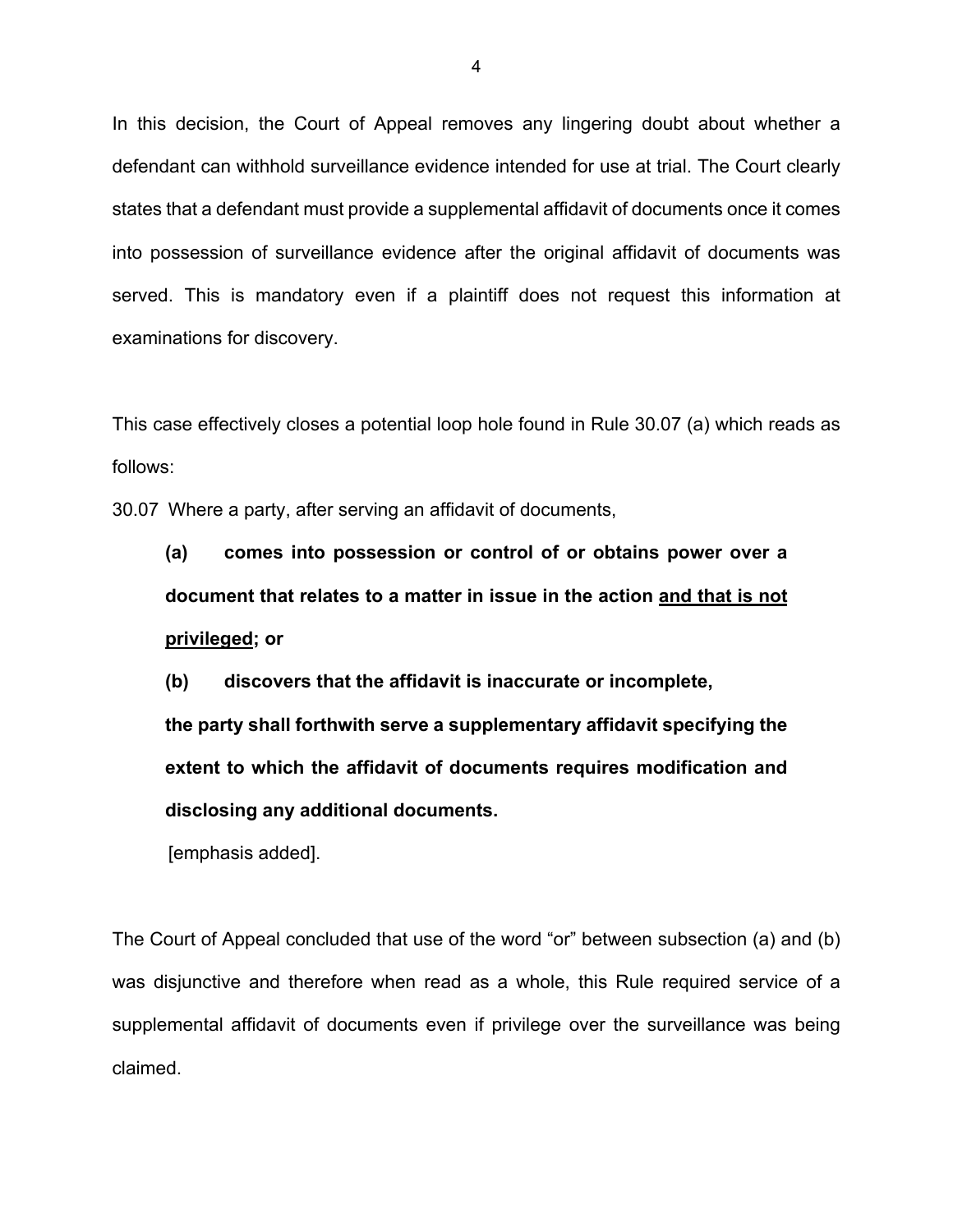In this decision, the Court of Appeal removes any lingering doubt about whether a defendant can withhold surveillance evidence intended for use at trial. The Court clearly states that a defendant must provide a supplemental affidavit of documents once it comes into possession of surveillance evidence after the original affidavit of documents was served. This is mandatory even if a plaintiff does not request this information at examinations for discovery.

This case effectively closes a potential loop hole found in Rule 30.07 (a) which reads as follows:

30.07 Where a party, after serving an affidavit of documents,

> **(a) comes into possession or control of or obtains power over a document that relates to a matter in issue in the action <u>and that is not privileged</u>; or**
>
> **(b) discovers that the affidavit is inaccurate or incomplete,**
>
> **the party shall forthwith serve a supplementary affidavit specifying the extent to which the affidavit of documents requires modification and disclosing any additional documents.**
>
> [emphasis added].

The Court of Appeal concluded that use of the word "or" between subsection (a) and (b) was disjunctive and therefore when read as a whole, this Rule required service of a supplemental affidavit of documents even if privilege over the surveillance was being claimed.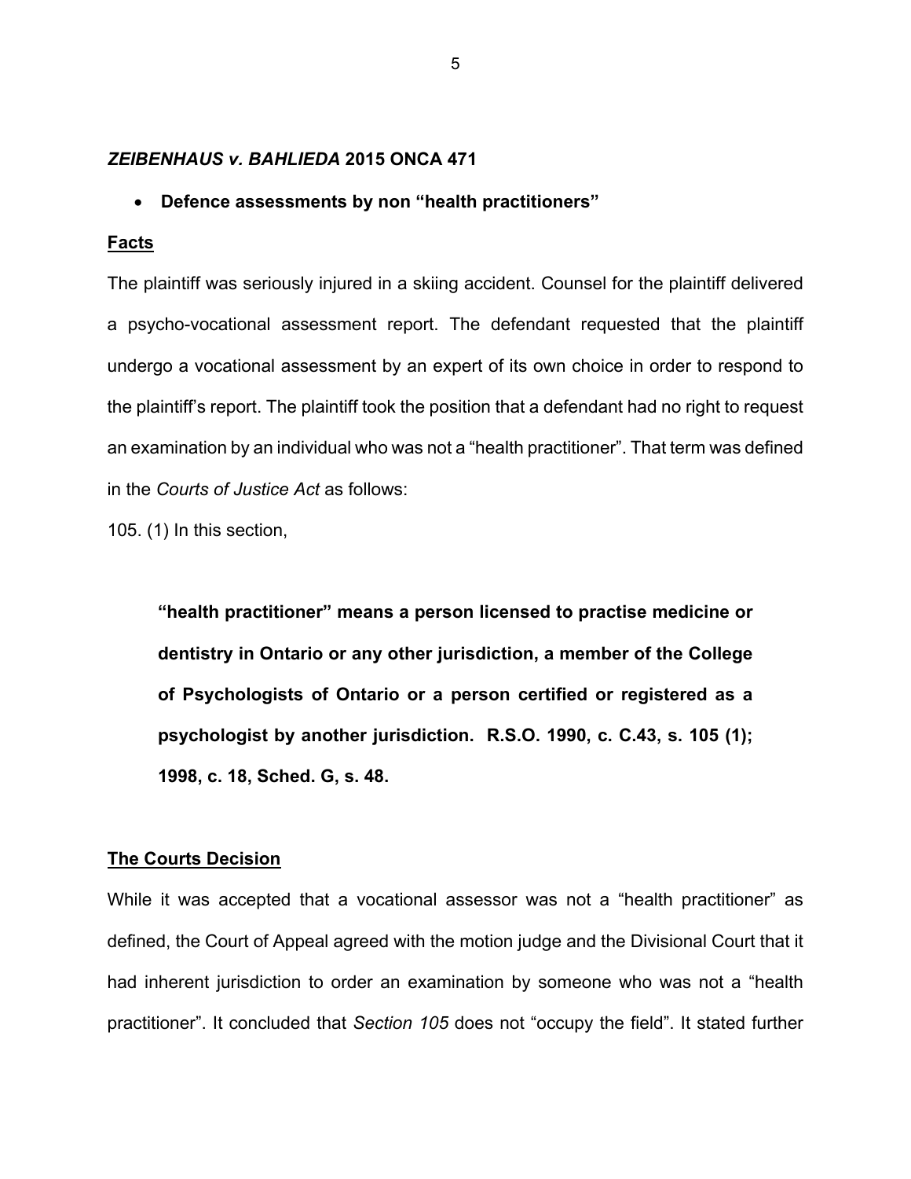### ***ZEIBENHAUS v. BAHLIEDA* 2015 ONCA 471**

- **Defence assessments by non "health practitioners"**

**Facts**

The plaintiff was seriously injured in a skiing accident. Counsel for the plaintiff delivered a psycho-vocational assessment report. The defendant requested that the plaintiff undergo a vocational assessment by an expert of its own choice in order to respond to the plaintiff's report. The plaintiff took the position that a defendant had no right to request an examination by an individual who was not a "health practitioner". That term was defined in the *Courts of Justice Act* as follows:

105. (1) In this section,

> **"health practitioner" means a person licensed to practise medicine or dentistry in Ontario or any other jurisdiction, a member of the College of Psychologists of Ontario or a person certified or registered as a psychologist by another jurisdiction. R.S.O. 1990, c. C.43, s. 105 (1); 1998, c. 18, Sched. G, s. 48.**

**The Courts Decision**

While it was accepted that a vocational assessor was not a "health practitioner" as defined, the Court of Appeal agreed with the motion judge and the Divisional Court that it had inherent jurisdiction to order an examination by someone who was not a "health practitioner". It concluded that *Section 105* does not "occupy the field". It stated further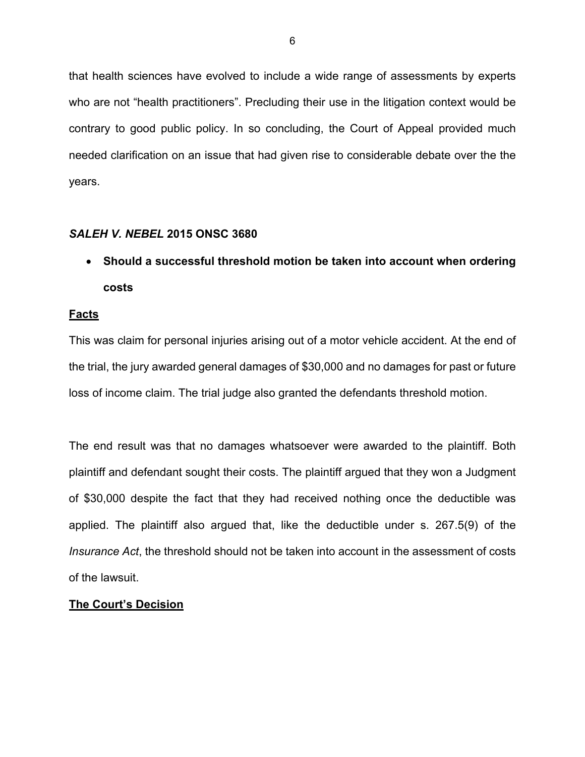that health sciences have evolved to include a wide range of assessments by experts who are not "health practitioners". Precluding their use in the litigation context would be contrary to good public policy. In so concluding, the Court of Appeal provided much needed clarification on an issue that had given rise to considerable debate over the the years.

### *SALEH V. NEBEL* 2015 ONSC 3680

- **Should a successful threshold motion be taken into account when ordering costs**

**Facts**

This was claim for personal injuries arising out of a motor vehicle accident. At the end of the trial, the jury awarded general damages of $30,000 and no damages for past or future loss of income claim. The trial judge also granted the defendants threshold motion.

The end result was that no damages whatsoever were awarded to the plaintiff. Both plaintiff and defendant sought their costs. The plaintiff argued that they won a Judgment of $30,000 despite the fact that they had received nothing once the deductible was applied. The plaintiff also argued that, like the deductible under s. 267.5(9) of the *Insurance Act*, the threshold should not be taken into account in the assessment of costs of the lawsuit.

**The Court's Decision**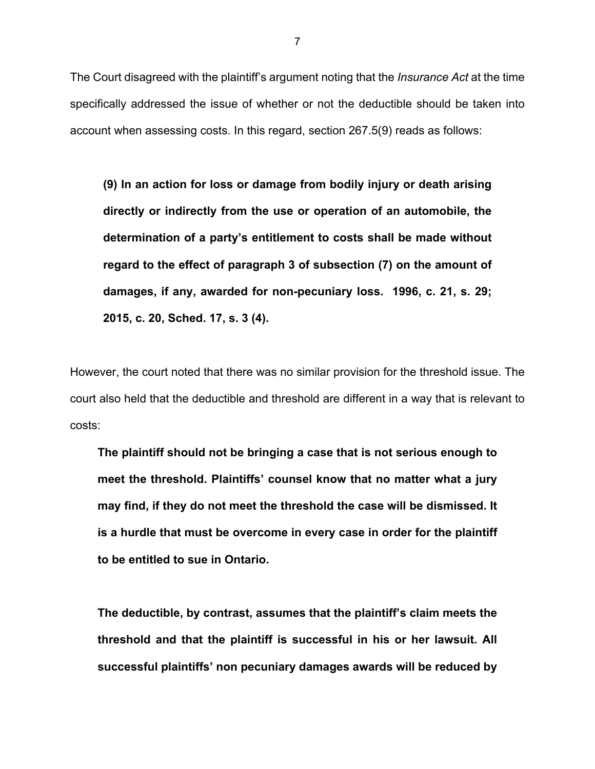The Court disagreed with the plaintiff's argument noting that the *Insurance Act* at the time specifically addressed the issue of whether or not the deductible should be taken into account when assessing costs. In this regard, section 267.5(9) reads as follows:

> **(9) In an action for loss or damage from bodily injury or death arising directly or indirectly from the use or operation of an automobile, the determination of a party's entitlement to costs shall be made without regard to the effect of paragraph 3 of subsection (7) on the amount of damages, if any, awarded for non-pecuniary loss. 1996, c. 21, s. 29; 2015, c. 20, Sched. 17, s. 3 (4).**

However, the court noted that there was no similar provision for the threshold issue. The court also held that the deductible and threshold are different in a way that is relevant to costs:

> **The plaintiff should not be bringing a case that is not serious enough to meet the threshold. Plaintiffs' counsel know that no matter what a jury may find, if they do not meet the threshold the case will be dismissed. It is a hurdle that must be overcome in every case in order for the plaintiff to be entitled to sue in Ontario.**
>
> **The deductible, by contrast, assumes that the plaintiff's claim meets the threshold and that the plaintiff is successful in his or her lawsuit. All successful plaintiffs' non pecuniary damages awards will be reduced by**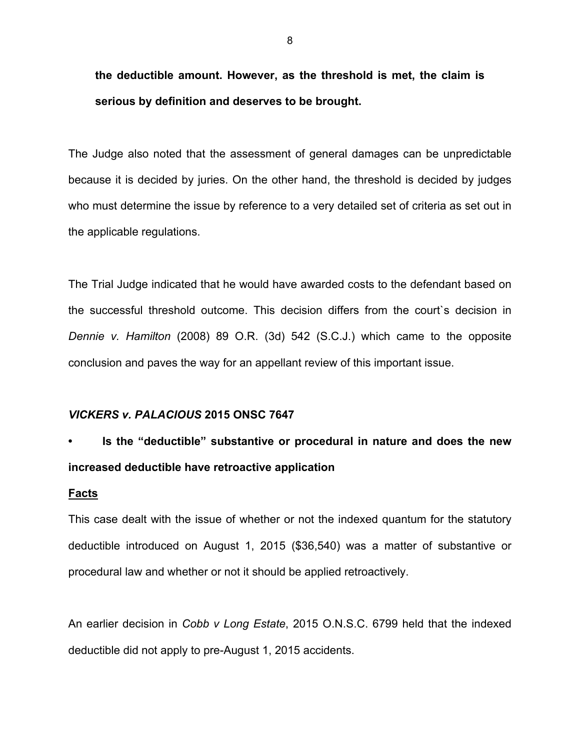**the deductible amount. However, as the threshold is met, the claim is serious by definition and deserves to be brought.**

The Judge also noted that the assessment of general damages can be unpredictable because it is decided by juries. On the other hand, the threshold is decided by judges who must determine the issue by reference to a very detailed set of criteria as set out in the applicable regulations.

The Trial Judge indicated that he would have awarded costs to the defendant based on the successful threshold outcome. This decision differs from the court`s decision in *Dennie v. Hamilton* (2008) 89 O.R. (3d) 542 (S.C.J.) which came to the opposite conclusion and paves the way for an appellant review of this important issue.

### *VICKERS v. PALACIOUS* 2015 ONSC 7647

- **Is the "deductible" substantive or procedural in nature and does the new increased deductible have retroactive application**

**Facts**

This case dealt with the issue of whether or not the indexed quantum for the statutory deductible introduced on August 1, 2015 ($36,540) was a matter of substantive or procedural law and whether or not it should be applied retroactively.

An earlier decision in *Cobb v Long Estate*, 2015 O.N.S.C. 6799 held that the indexed deductible did not apply to pre-August 1, 2015 accidents.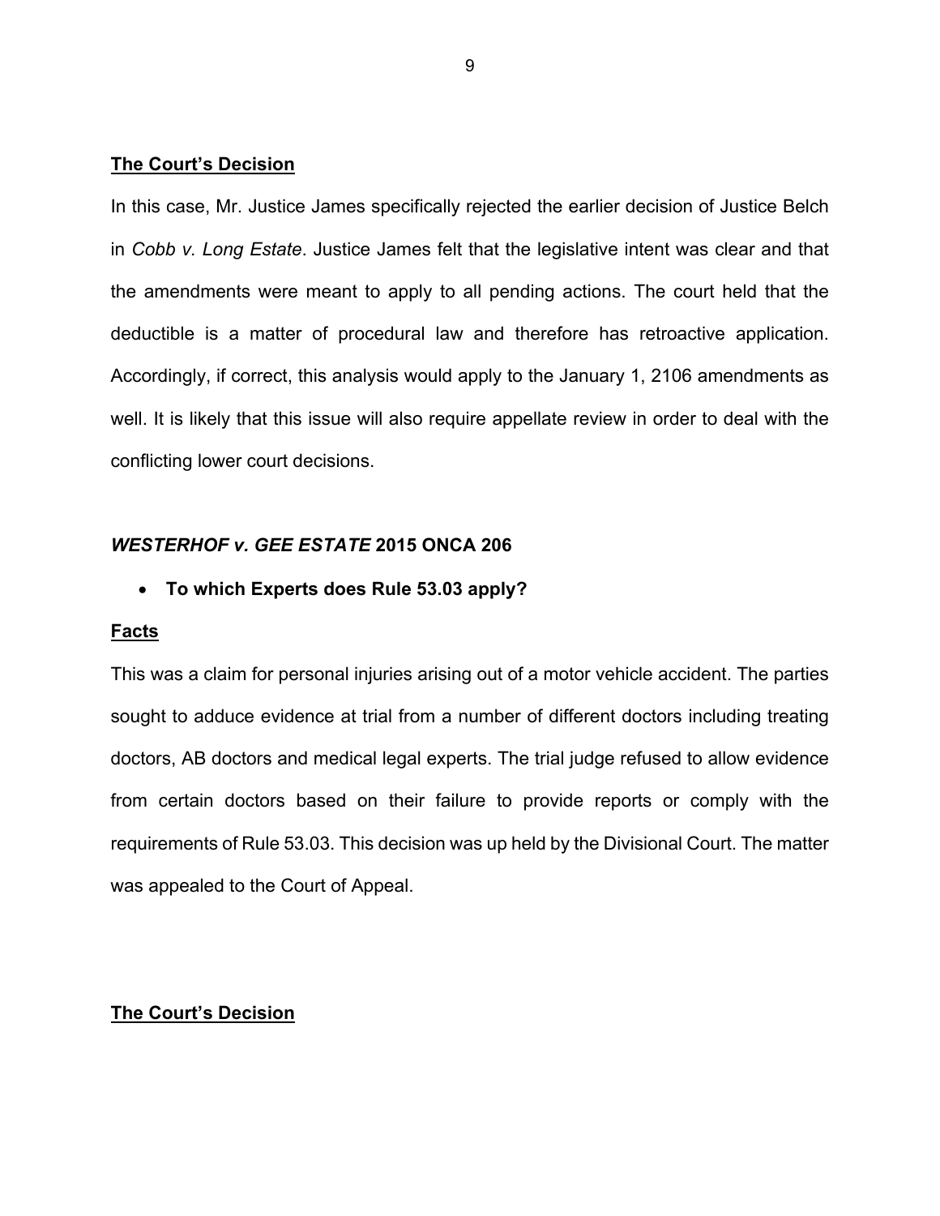**The Court's Decision**

In this case, Mr. Justice James specifically rejected the earlier decision of Justice Belch in *Cobb v. Long Estate*. Justice James felt that the legislative intent was clear and that the amendments were meant to apply to all pending actions. The court held that the deductible is a matter of procedural law and therefore has retroactive application. Accordingly, if correct, this analysis would apply to the January 1, 2106 amendments as well. It is likely that this issue will also require appellate review in order to deal with the conflicting lower court decisions.

***WESTERHOF v. GEE ESTATE* 2015 ONCA 206**

- **To which Experts does Rule 53.03 apply?**

**Facts**

This was a claim for personal injuries arising out of a motor vehicle accident. The parties sought to adduce evidence at trial from a number of different doctors including treating doctors, AB doctors and medical legal experts. The trial judge refused to allow evidence from certain doctors based on their failure to provide reports or comply with the requirements of Rule 53.03. This decision was up held by the Divisional Court. The matter was appealed to the Court of Appeal.

**The Court's Decision**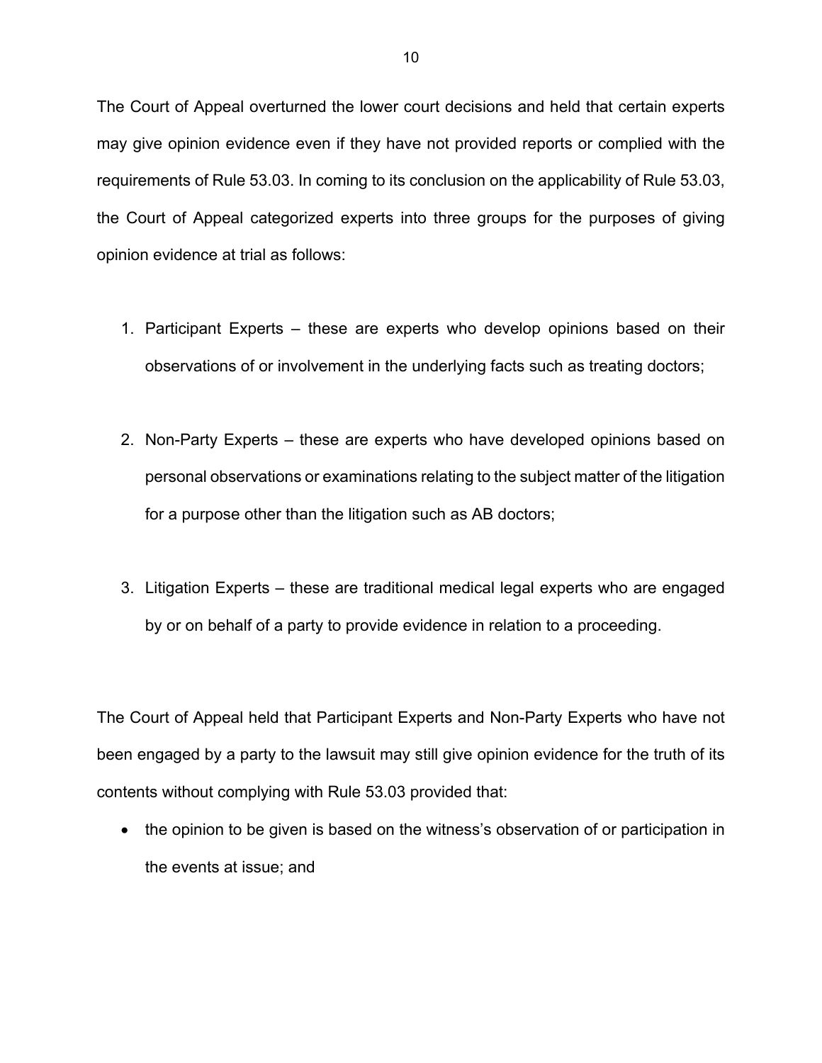The Court of Appeal overturned the lower court decisions and held that certain experts may give opinion evidence even if they have not provided reports or complied with the requirements of Rule 53.03. In coming to its conclusion on the applicability of Rule 53.03, the Court of Appeal categorized experts into three groups for the purposes of giving opinion evidence at trial as follows:

1. Participant Experts – these are experts who develop opinions based on their observations of or involvement in the underlying facts such as treating doctors;

2. Non-Party Experts – these are experts who have developed opinions based on personal observations or examinations relating to the subject matter of the litigation for a purpose other than the litigation such as AB doctors;

3. Litigation Experts – these are traditional medical legal experts who are engaged by or on behalf of a party to provide evidence in relation to a proceeding.

The Court of Appeal held that Participant Experts and Non-Party Experts who have not been engaged by a party to the lawsuit may still give opinion evidence for the truth of its contents without complying with Rule 53.03 provided that:

- the opinion to be given is based on the witness's observation of or participation in the events at issue; and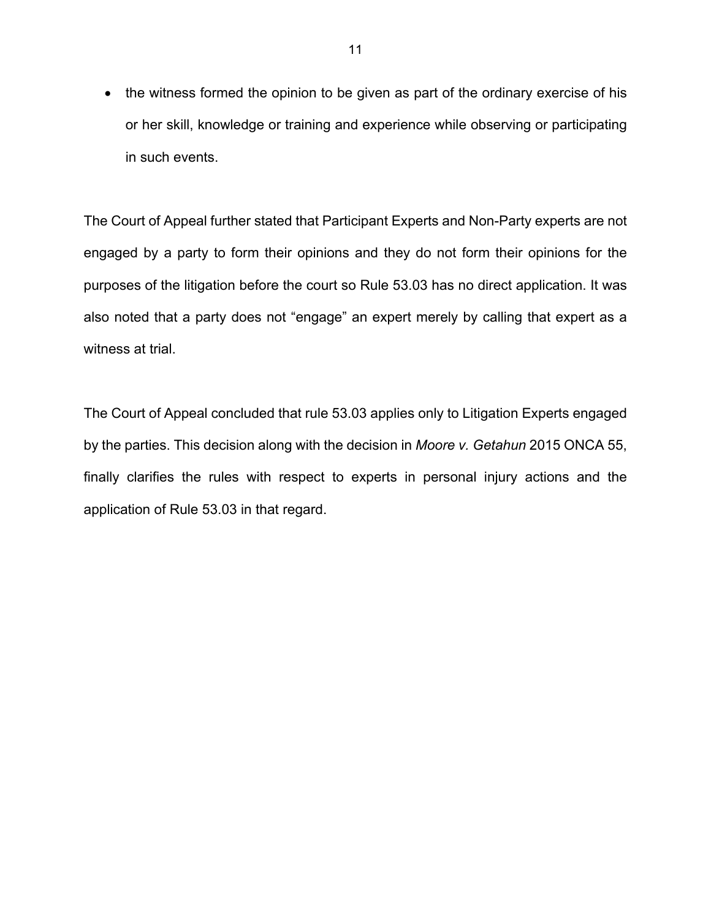- the witness formed the opinion to be given as part of the ordinary exercise of his or her skill, knowledge or training and experience while observing or participating in such events.

The Court of Appeal further stated that Participant Experts and Non-Party experts are not engaged by a party to form their opinions and they do not form their opinions for the purposes of the litigation before the court so Rule 53.03 has no direct application. It was also noted that a party does not "engage" an expert merely by calling that expert as a witness at trial.

The Court of Appeal concluded that rule 53.03 applies only to Litigation Experts engaged by the parties. This decision along with the decision in *Moore v. Getahun* 2015 ONCA 55, finally clarifies the rules with respect to experts in personal injury actions and the application of Rule 53.03 in that regard.